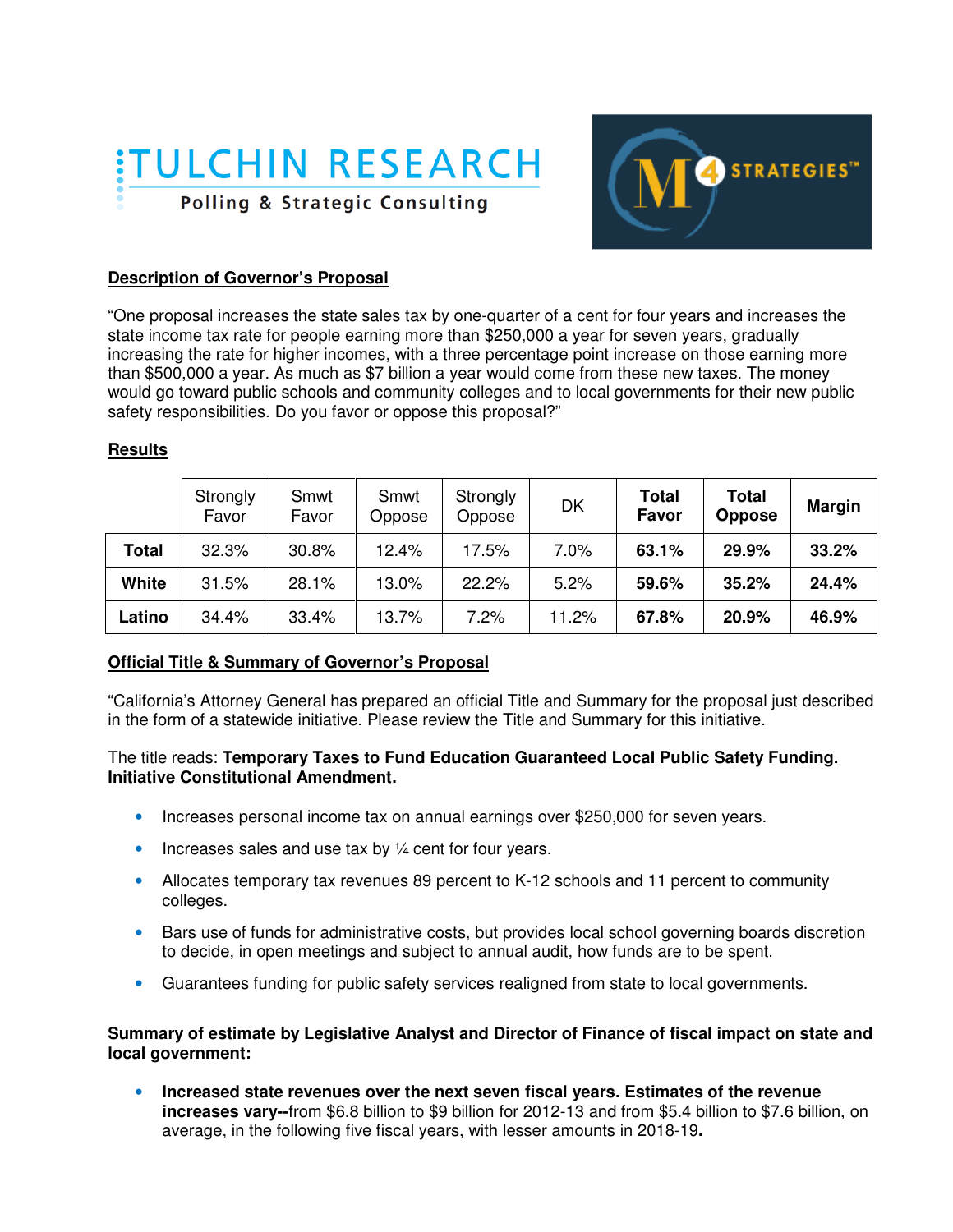TULCHIN RESEARCH
Polling & Strategic Consulting

M4 STRATEGIES™

**Description of Governor's Proposal**

"One proposal increases the state sales tax by one-quarter of a cent for four years and increases the state income tax rate for people earning more than $250,000 a year for seven years, gradually increasing the rate for higher incomes, with a three percentage point increase on those earning more than $500,000 a year. As much as $7 billion a year would come from these new taxes. The money would go toward public schools and community colleges and to local governments for their new public safety responsibilities. Do you favor or oppose this proposal?"

**Results**

| | Strongly Favor | Smwt Favor | Smwt Oppose | Strongly Oppose | DK | **Total Favor** | **Total Oppose** | **Margin** |
|---|---|---|---|---|---|---|---|---|
| **Total** | 32.3% | 30.8% | 12.4% | 17.5% | 7.0% | **63.1%** | **29.9%** | **33.2%** |
| **White** | 31.5% | 28.1% | 13.0% | 22.2% | 5.2% | **59.6%** | **35.2%** | **24.4%** |
| **Latino** | 34.4% | 33.4% | 13.7% | 7.2% | 11.2% | **67.8%** | **20.9%** | **46.9%** |

**Official Title & Summary of Governor's Proposal**

"California's Attorney General has prepared an official Title and Summary for the proposal just described in the form of a statewide initiative. Please review the Title and Summary for this initiative.

The title reads: **Temporary Taxes to Fund Education Guaranteed Local Public Safety Funding. Initiative Constitutional Amendment.**

- Increases personal income tax on annual earnings over $250,000 for seven years.
- Increases sales and use tax by ¼ cent for four years.
- Allocates temporary tax revenues 89 percent to K-12 schools and 11 percent to community colleges.
- Bars use of funds for administrative costs, but provides local school governing boards discretion to decide, in open meetings and subject to annual audit, how funds are to be spent.
- Guarantees funding for public safety services realigned from state to local governments.

**Summary of estimate by Legislative Analyst and Director of Finance of fiscal impact on state and local government:**

- **Increased state revenues over the next seven fiscal years. Estimates of the revenue increases vary--**from $6.8 billion to $9 billion for 2012-13 and from $5.4 billion to $7.6 billion, on average, in the following five fiscal years, with lesser amounts in 2018-19**.**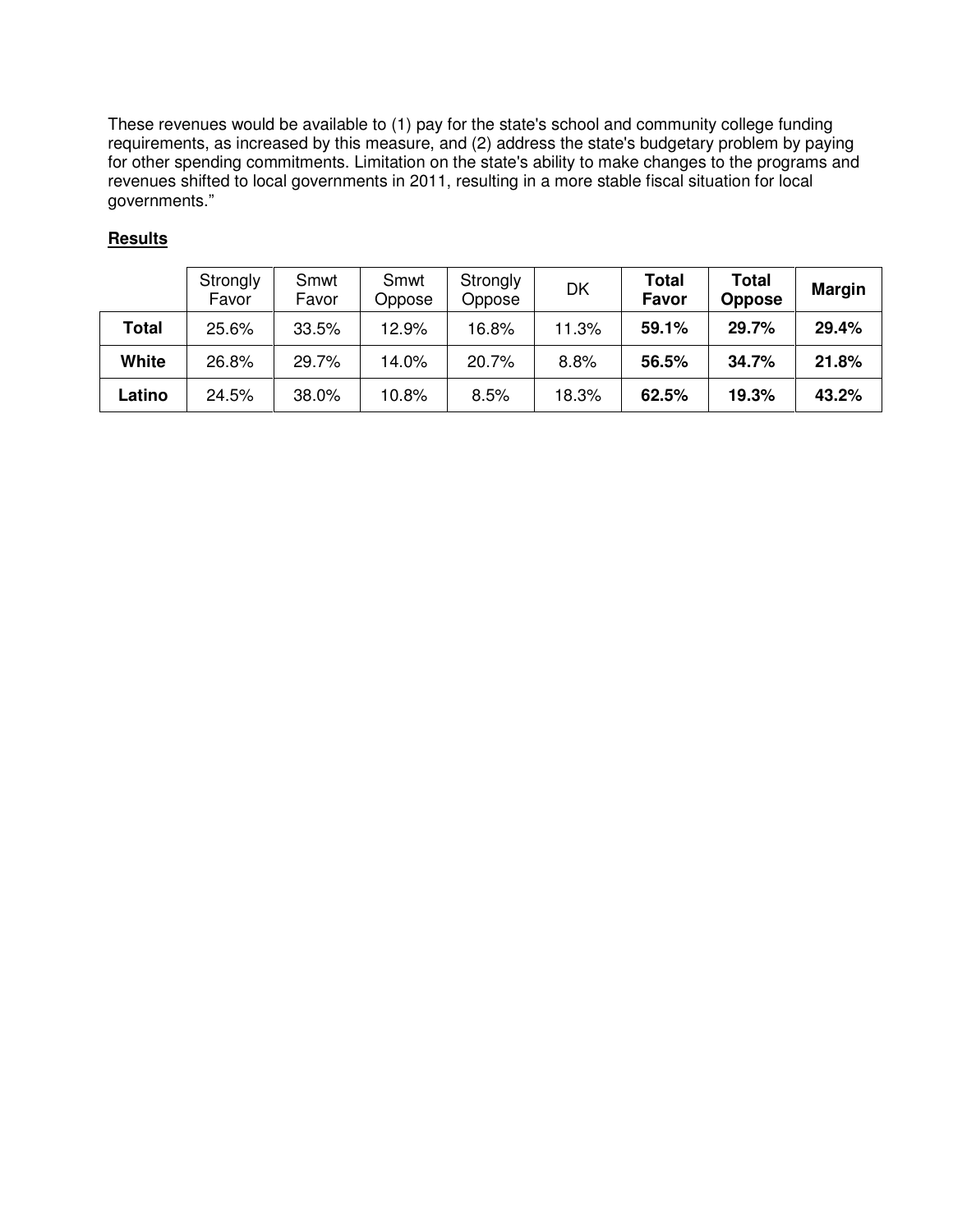These revenues would be available to (1) pay for the state's school and community college funding requirements, as increased by this measure, and (2) address the state's budgetary problem by paying for other spending commitments. Limitation on the state's ability to make changes to the programs and revenues shifted to local governments in 2011, resulting in a more stable fiscal situation for local governments."

**Results**

| | Strongly Favor | Smwt Favor | Smwt Oppose | Strongly Oppose | DK | **Total Favor** | **Total Oppose** | **Margin** |
|---|---|---|---|---|---|---|---|---|
| **Total** | 25.6% | 33.5% | 12.9% | 16.8% | 11.3% | **59.1%** | **29.7%** | **29.4%** |
| **White** | 26.8% | 29.7% | 14.0% | 20.7% | 8.8% | **56.5%** | **34.7%** | **21.8%** |
| **Latino** | 24.5% | 38.0% | 10.8% | 8.5% | 18.3% | **62.5%** | **19.3%** | **43.2%** |